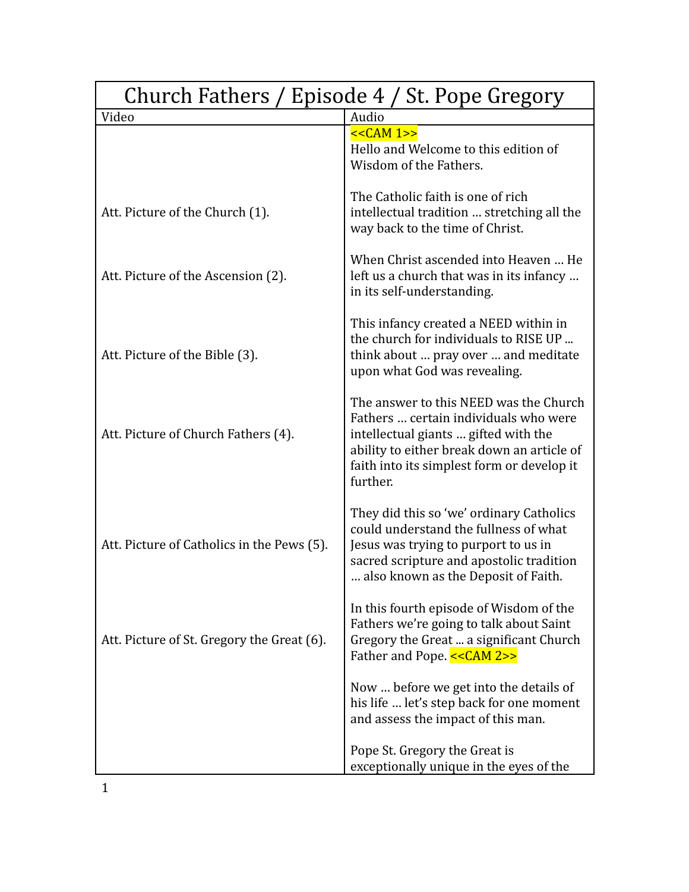# Church Fathers / Episode 4 / St. Pope Gregory

| Video | Audio |
|---|---|
| | <<CAM 1>><br>Hello and Welcome to this edition of Wisdom of the Fathers. |
| Att. Picture of the Church (1). | The Catholic faith is one of rich intellectual tradition … stretching all the way back to the time of Christ. |
| Att. Picture of the Ascension (2). | When Christ ascended into Heaven … He left us a church that was in its infancy … in its self-understanding. |
| Att. Picture of the Bible (3). | This infancy created a NEED within in the church for individuals to RISE UP ... think about … pray over … and meditate upon what God was revealing. |
| Att. Picture of Church Fathers (4). | The answer to this NEED was the Church Fathers … certain individuals who were intellectual giants … gifted with the ability to either break down an article of faith into its simplest form or develop it further. |
| Att. Picture of Catholics in the Pews (5). | They did this so 'we' ordinary Catholics could understand the fullness of what Jesus was trying to purport to us in sacred scripture and apostolic tradition … also known as the Deposit of Faith. |
| Att. Picture of St. Gregory the Great (6). | In this fourth episode of Wisdom of the Fathers we're going to talk about Saint Gregory the Great ... a significant Church Father and Pope. <<CAM 2>> |
| | Now … before we get into the details of his life … let's step back for one moment and assess the impact of this man. |
| | Pope St. Gregory the Great is exceptionally unique in the eyes of the |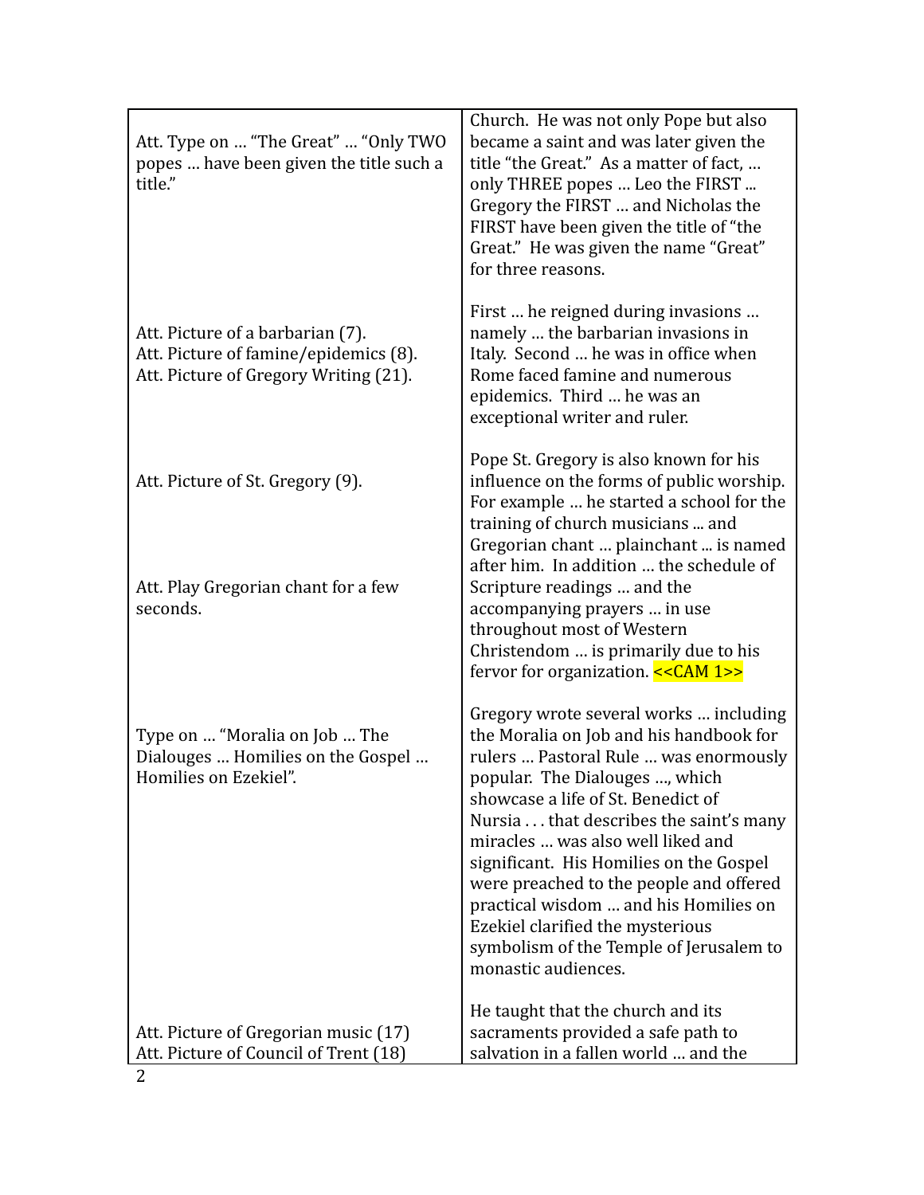| | |
|---|---|
| Att. Type on … "The Great" … "Only TWO popes … have been given the title such a title." | Church. He was not only Pope but also became a saint and was later given the title "the Great." As a matter of fact, … only THREE popes … Leo the FIRST ... Gregory the FIRST … and Nicholas the FIRST have been given the title of "the Great." He was given the name "Great" for three reasons. |
| Att. Picture of a barbarian (7).<br>Att. Picture of famine/epidemics (8).<br>Att. Picture of Gregory Writing (21). | First … he reigned during invasions … namely … the barbarian invasions in Italy. Second … he was in office when Rome faced famine and numerous epidemics. Third … he was an exceptional writer and ruler. |
| Att. Picture of St. Gregory (9).<br><br>Att. Play Gregorian chant for a few seconds. | Pope St. Gregory is also known for his influence on the forms of public worship. For example … he started a school for the training of church musicians ... and Gregorian chant … plainchant ... is named after him. In addition … the schedule of Scripture readings … and the accompanying prayers … in use throughout most of Western Christendom … is primarily due to his fervor for organization. <<CAM 1>> |
| Type on … "Moralia on Job … The Dialouges … Homilies on the Gospel … Homilies on Ezekiel". | Gregory wrote several works … including the Moralia on Job and his handbook for rulers … Pastoral Rule … was enormously popular. The Dialouges …, which showcase a life of St. Benedict of Nursia . . . that describes the saint's many miracles … was also well liked and significant. His Homilies on the Gospel were preached to the people and offered practical wisdom … and his Homilies on Ezekiel clarified the mysterious symbolism of the Temple of Jerusalem to monastic audiences. |
| Att. Picture of Gregorian music (17)<br>Att. Picture of Council of Trent (18) | He taught that the church and its sacraments provided a safe path to salvation in a fallen world … and the |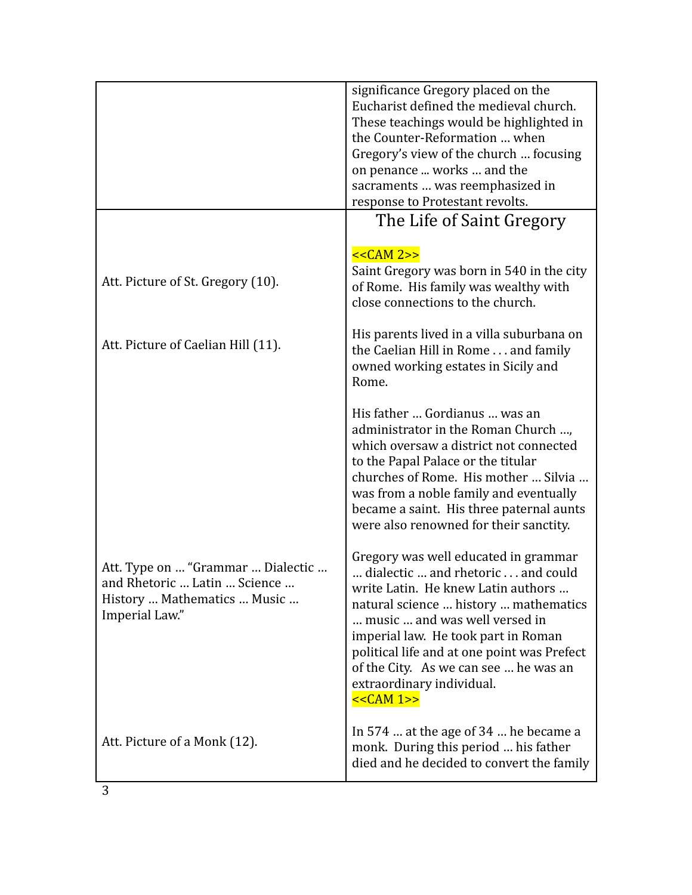| | |
|---|---|
| | significance Gregory placed on the Eucharist defined the medieval church. These teachings would be highlighted in the Counter-Reformation … when Gregory's view of the church … focusing on penance ... works … and the sacraments … was reemphasized in response to Protestant revolts. |
| | **The Life of Saint Gregory** |
| | <<CAM 2>> |
| Att. Picture of St. Gregory (10). | Saint Gregory was born in 540 in the city of Rome. His family was wealthy with close connections to the church. |
| Att. Picture of Caelian Hill (11). | His parents lived in a villa suburbana on the Caelian Hill in Rome . . . and family owned working estates in Sicily and Rome. |
| | His father … Gordianus … was an administrator in the Roman Church …, which oversaw a district not connected to the Papal Palace or the titular churches of Rome. His mother … Silvia … was from a noble family and eventually became a saint. His three paternal aunts were also renowned for their sanctity. |
| Att. Type on … "Grammar … Dialectic … and Rhetoric … Latin … Science … History … Mathematics … Music … Imperial Law." | Gregory was well educated in grammar … dialectic … and rhetoric . . . and could write Latin. He knew Latin authors … natural science … history … mathematics … music … and was well versed in imperial law. He took part in Roman political life and at one point was Prefect of the City. As we can see … he was an extraordinary individual. <<CAM 1>> |
| Att. Picture of a Monk (12). | In 574 … at the age of 34 … he became a monk. During this period … his father died and he decided to convert the family |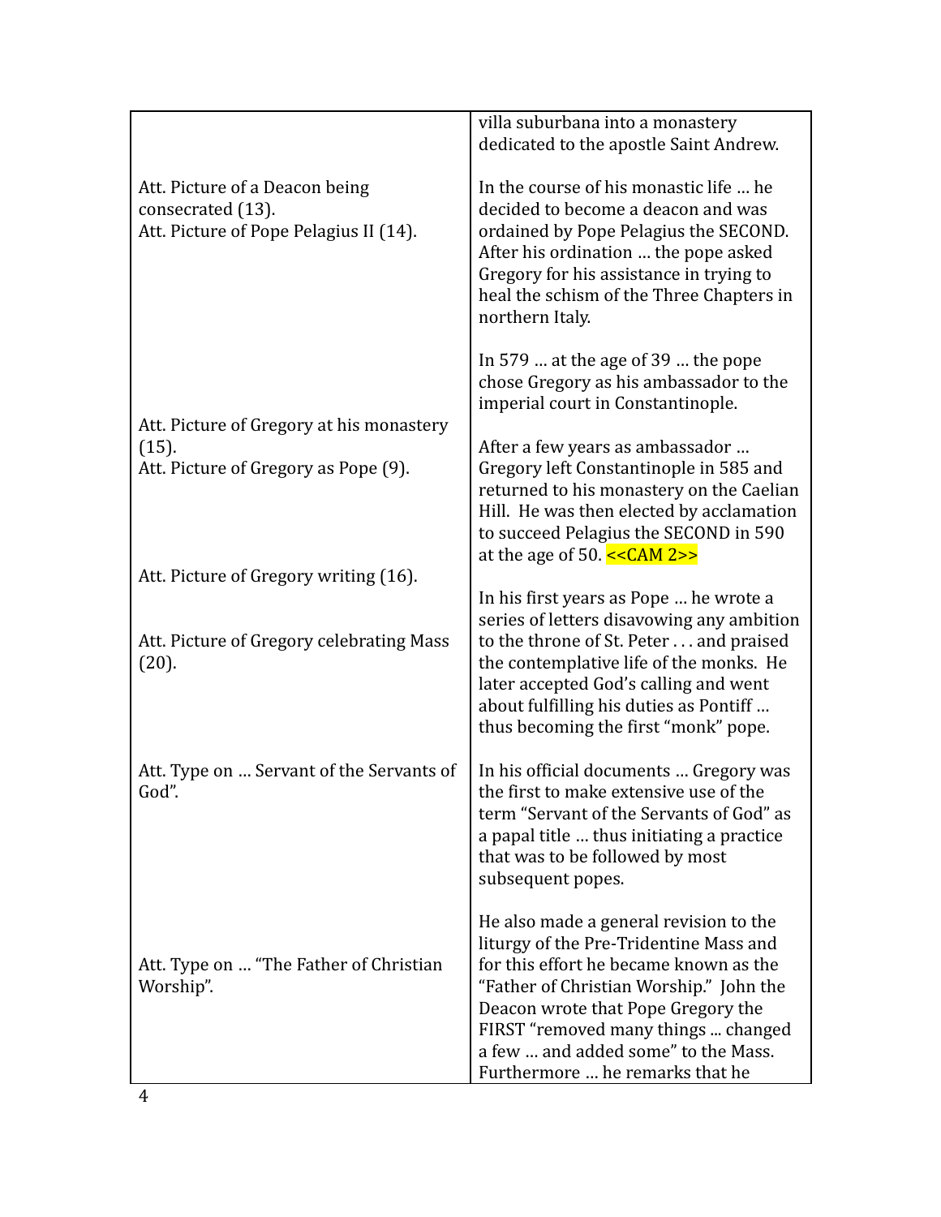| | |
|---|---|
| | villa suburbana into a monastery dedicated to the apostle Saint Andrew. |
| Att. Picture of a Deacon being consecrated (13).<br>Att. Picture of Pope Pelagius II (14). | In the course of his monastic life … he decided to become a deacon and was ordained by Pope Pelagius the SECOND. After his ordination … the pope asked Gregory for his assistance in trying to heal the schism of the Three Chapters in northern Italy.<br><br>In 579 … at the age of 39 … the pope chose Gregory as his ambassador to the imperial court in Constantinople. |
| Att. Picture of Gregory at his monastery (15).<br>Att. Picture of Gregory as Pope (9). | After a few years as ambassador … Gregory left Constantinople in 585 and returned to his monastery on the Caelian Hill. He was then elected by acclamation to succeed Pelagius the SECOND in 590 at the age of 50. <<CAM 2>> |
| Att. Picture of Gregory writing (16).<br><br>Att. Picture of Gregory celebrating Mass (20). | In his first years as Pope … he wrote a series of letters disavowing any ambition to the throne of St. Peter . . . and praised the contemplative life of the monks. He later accepted God's calling and went about fulfilling his duties as Pontiff … thus becoming the first "monk" pope. |
| Att. Type on … Servant of the Servants of God". | In his official documents … Gregory was the first to make extensive use of the term "Servant of the Servants of God" as a papal title … thus initiating a practice that was to be followed by most subsequent popes. |
| Att. Type on … "The Father of Christian Worship". | He also made a general revision to the liturgy of the Pre-Tridentine Mass and for this effort he became known as the "Father of Christian Worship." John the Deacon wrote that Pope Gregory the FIRST "removed many things ... changed a few … and added some" to the Mass. Furthermore … he remarks that he |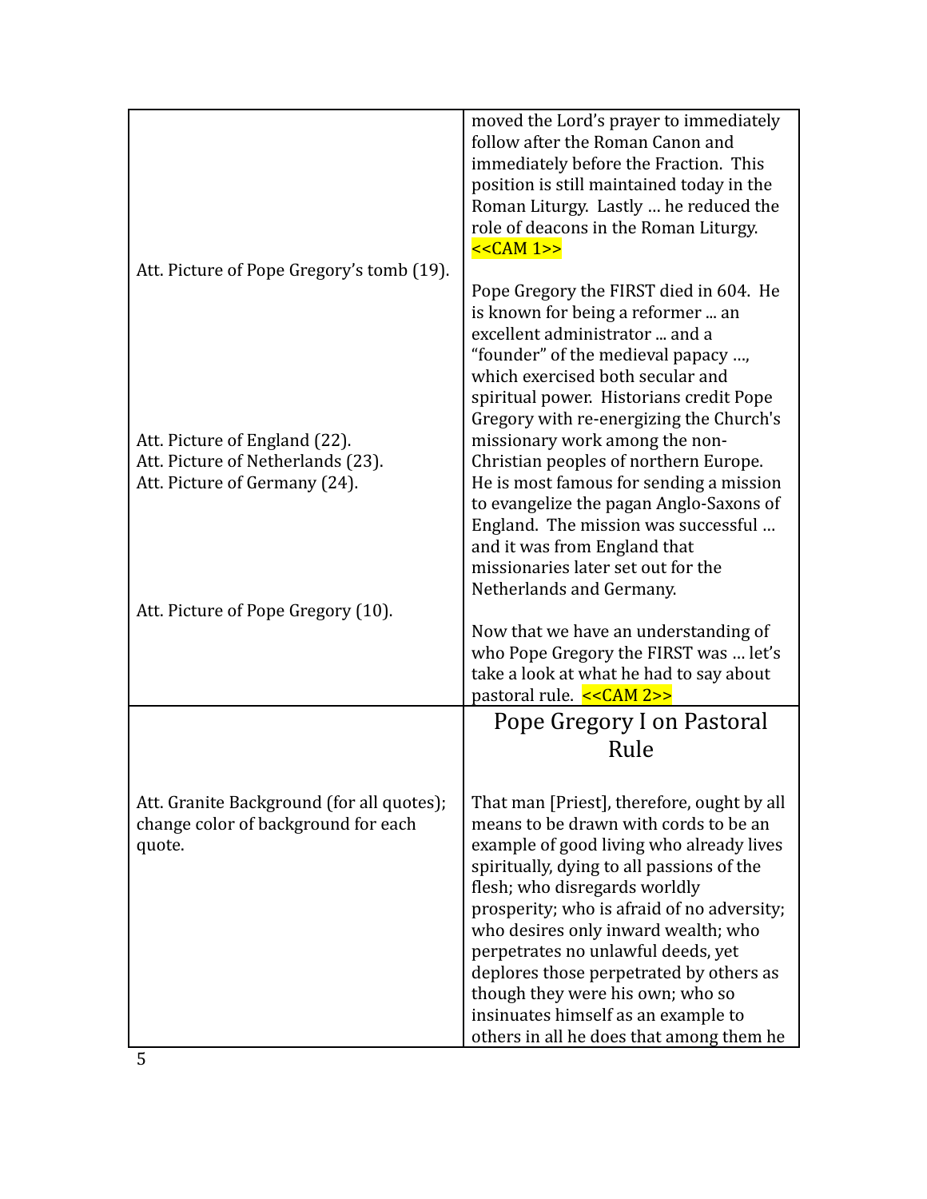| | |
|---|---|
| Att. Picture of Pope Gregory's tomb (19). | moved the Lord's prayer to immediately follow after the Roman Canon and immediately before the Fraction. This position is still maintained today in the Roman Liturgy. Lastly … he reduced the role of deacons in the Roman Liturgy. <<CAM 1>><br><br>Pope Gregory the FIRST died in 604. He is known for being a reformer ... an excellent administrator ... and a "founder" of the medieval papacy …, which exercised both secular and spiritual power. Historians credit Pope Gregory with re-energizing the Church's missionary work among the non-Christian peoples of northern Europe. |
| Att. Picture of England (22).<br>Att. Picture of Netherlands (23).<br>Att. Picture of Germany (24). | He is most famous for sending a mission to evangelize the pagan Anglo-Saxons of England. The mission was successful … and it was from England that missionaries later set out for the Netherlands and Germany. |
| Att. Picture of Pope Gregory (10). | Now that we have an understanding of who Pope Gregory the FIRST was … let's take a look at what he had to say about pastoral rule. <<CAM 2>> |
| | **Pope Gregory I on Pastoral Rule** |
| Att. Granite Background (for all quotes); change color of background for each quote. | That man [Priest], therefore, ought by all means to be drawn with cords to be an example of good living who already lives spiritually, dying to all passions of the flesh; who disregards worldly prosperity; who is afraid of no adversity; who desires only inward wealth; who perpetrates no unlawful deeds, yet deplores those perpetrated by others as though they were his own; who so insinuates himself as an example to others in all he does that among them he |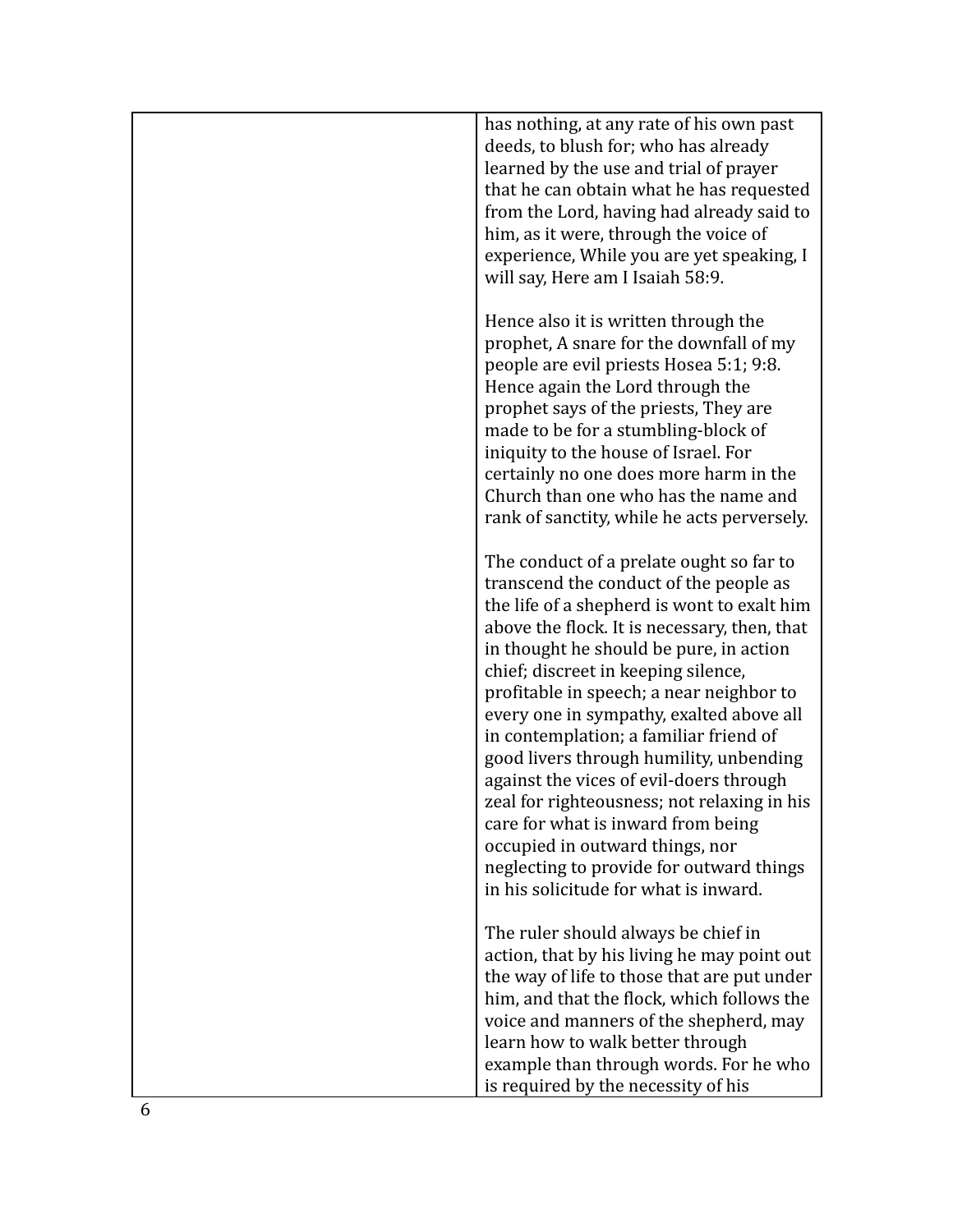has nothing, at any rate of his own past deeds, to blush for; who has already learned by the use and trial of prayer that he can obtain what he has requested from the Lord, having had already said to him, as it were, through the voice of experience, While you are yet speaking, I will say, Here am I Isaiah 58:9.

Hence also it is written through the prophet, A snare for the downfall of my people are evil priests Hosea 5:1; 9:8. Hence again the Lord through the prophet says of the priests, They are made to be for a stumbling-block of iniquity to the house of Israel. For certainly no one does more harm in the Church than one who has the name and rank of sanctity, while he acts perversely.

The conduct of a prelate ought so far to transcend the conduct of the people as the life of a shepherd is wont to exalt him above the flock. It is necessary, then, that in thought he should be pure, in action chief; discreet in keeping silence, profitable in speech; a near neighbor to every one in sympathy, exalted above all in contemplation; a familiar friend of good livers through humility, unbending against the vices of evil-doers through zeal for righteousness; not relaxing in his care for what is inward from being occupied in outward things, nor neglecting to provide for outward things in his solicitude for what is inward.

The ruler should always be chief in action, that by his living he may point out the way of life to those that are put under him, and that the flock, which follows the voice and manners of the shepherd, may learn how to walk better through example than through words. For he who is required by the necessity of his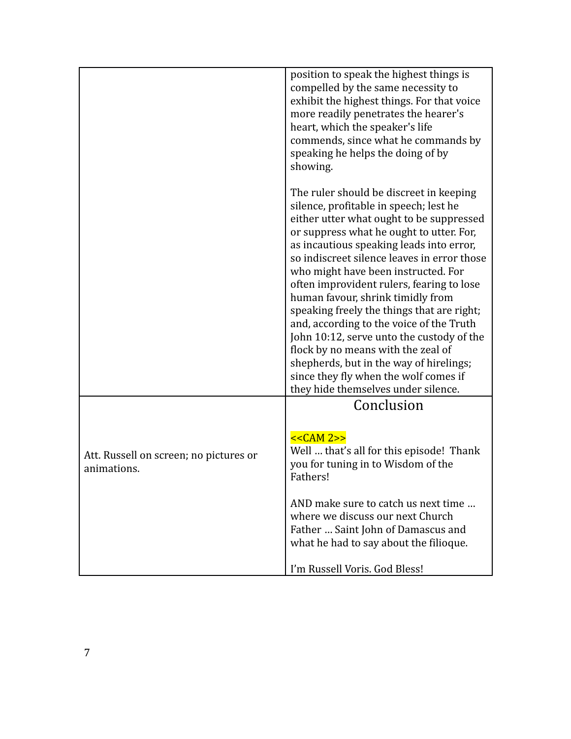| | |
|---|---|
| | position to speak the highest things is compelled by the same necessity to exhibit the highest things. For that voice more readily penetrates the hearer's heart, which the speaker's life commends, since what he commands by speaking he helps the doing of by showing.<br><br>The ruler should be discreet in keeping silence, profitable in speech; lest he either utter what ought to be suppressed or suppress what he ought to utter. For, as incautious speaking leads into error, so indiscreet silence leaves in error those who might have been instructed. For often improvident rulers, fearing to lose human favour, shrink timidly from speaking freely the things that are right; and, according to the voice of the Truth John 10:12, serve unto the custody of the flock by no means with the zeal of shepherds, but in the way of hirelings; since they fly when the wolf comes if they hide themselves under silence. |
| Att. Russell on screen; no pictures or animations. | Conclusion<br><br><<CAM 2>><br>Well … that's all for this episode! Thank you for tuning in to Wisdom of the Fathers!<br><br>AND make sure to catch us next time … where we discuss our next Church Father … Saint John of Damascus and what he had to say about the filioque.<br><br>I'm Russell Voris. God Bless! |